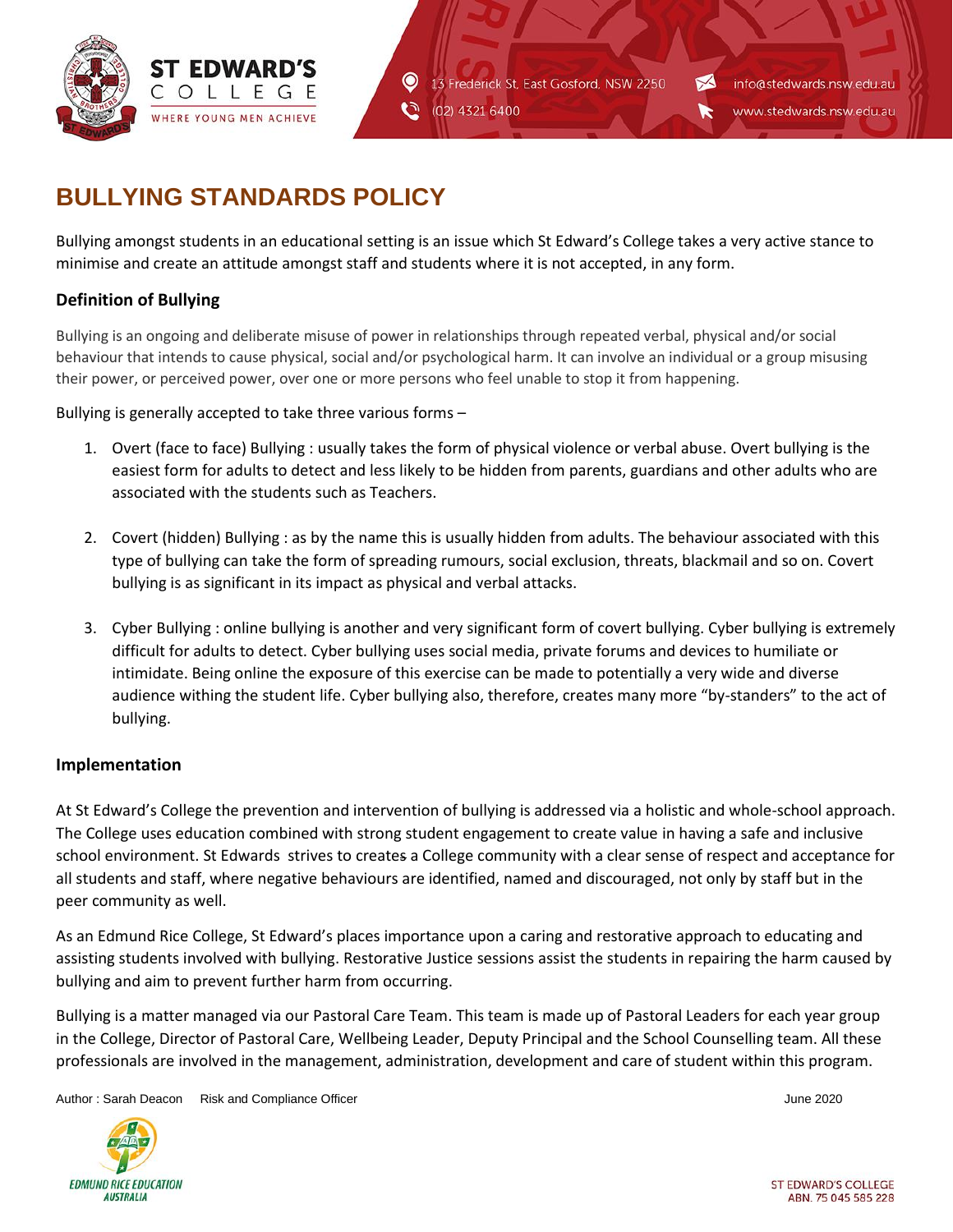# BULLYING STANDARDS POLICY

Bullying amongst students in an educational setting is an issue which St Edward's College takes a very active stance to minimise and create an attitude amongst staff and students where it is not accepted, in any form.

### Definition of Bullying

Bullying is an ongoing and deliberate misuse of power in relationships through repeated verbal, physical and/or social behaviour that intends to cause physical, social and/or psychological harm. It can involve an individual or a group misusing their power, or perceived power, over one or more persons who feel unable to stop it from happening.

Bullying is generally accepted to take three various forms –

1. Overt (face to face) Bullying : usually takes the form of physical violence or verbal abuse. Overt bullying is the easiest form for adults to detect and less likely to be hidden from parents, guardians and other adults who are associated with the students such as Teachers.

2. Covert (hidden) Bullying : as by the name this is usually hidden from adults. The behaviour associated with this type of bullying can take the form of spreading rumours, social exclusion, threats, blackmail and so on. Covert bullying is as significant in its impact as physical and verbal attacks.

3. Cyber Bullying : online bullying is another and very significant form of covert bullying. Cyber bullying is extremely difficult for adults to detect. Cyber bullying uses social media, private forums and devices to humiliate or intimidate. Being online the exposure of this exercise can be made to potentially a very wide and diverse audience withing the student life. Cyber bullying also, therefore, creates many more "by-standers" to the act of bullying.

### Implementation

At St Edward's College the prevention and intervention of bullying is addressed via a holistic and whole-school approach. The College uses education combined with strong student engagement to create value in having a safe and inclusive school environment. St Edwards strives to creates a College community with a clear sense of respect and acceptance for all students and staff, where negative behaviours are identified, named and discouraged, not only by staff but in the peer community as well.

As an Edmund Rice College, St Edward's places importance upon a caring and restorative approach to educating and assisting students involved with bullying. Restorative Justice sessions assist the students in repairing the harm caused by bullying and aim to prevent further harm from occurring.

Bullying is a matter managed via our Pastoral Care Team. This team is made up of Pastoral Leaders for each year group in the College, Director of Pastoral Care, Wellbeing Leader, Deputy Principal and the School Counselling team. All these professionals are involved in the management, administration, development and care of student within this program.

Author : Sarah Deacon Risk and Compliance Officer June 2020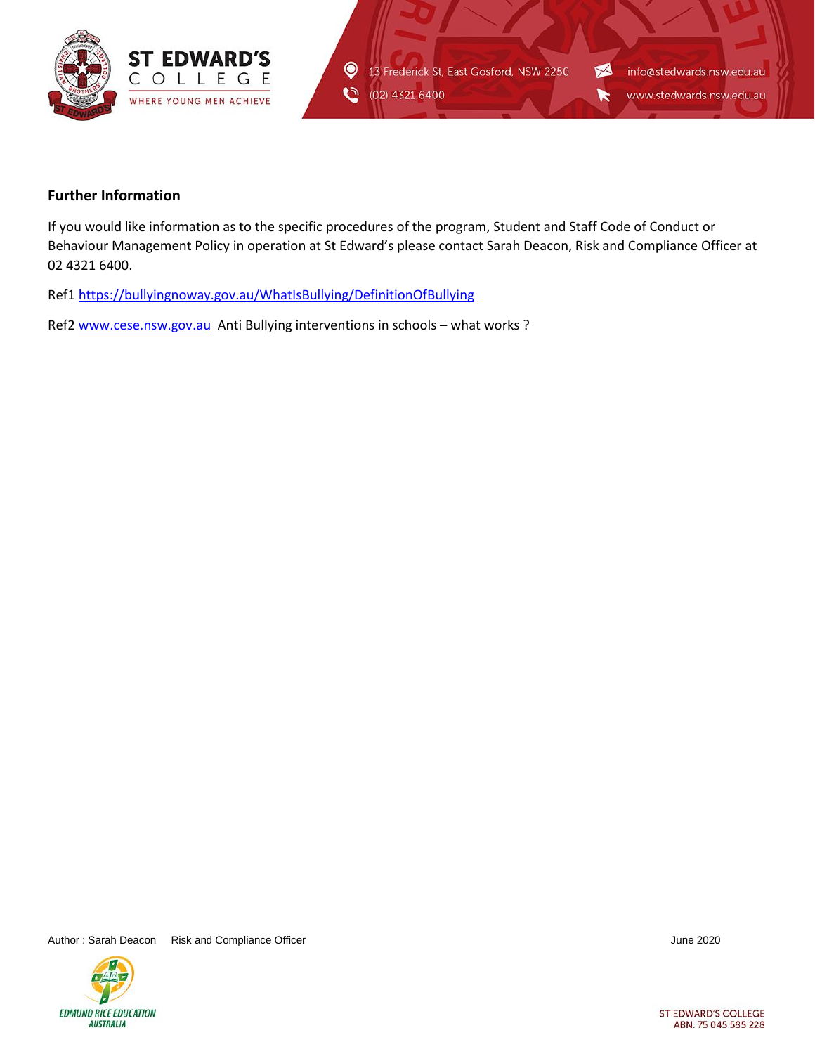## Further Information

If you would like information as to the specific procedures of the program, Student and Staff Code of Conduct or Behaviour Management Policy in operation at St Edward's please contact Sarah Deacon, Risk and Compliance Officer at 02 4321 6400.

Ref1 https://bullyingnoway.gov.au/WhatIsBullying/DefinitionOfBullying

Ref2 www.cese.nsw.gov.au Anti Bullying interventions in schools – what works ?

Author : Sarah Deacon Risk and Compliance Officer June 2020